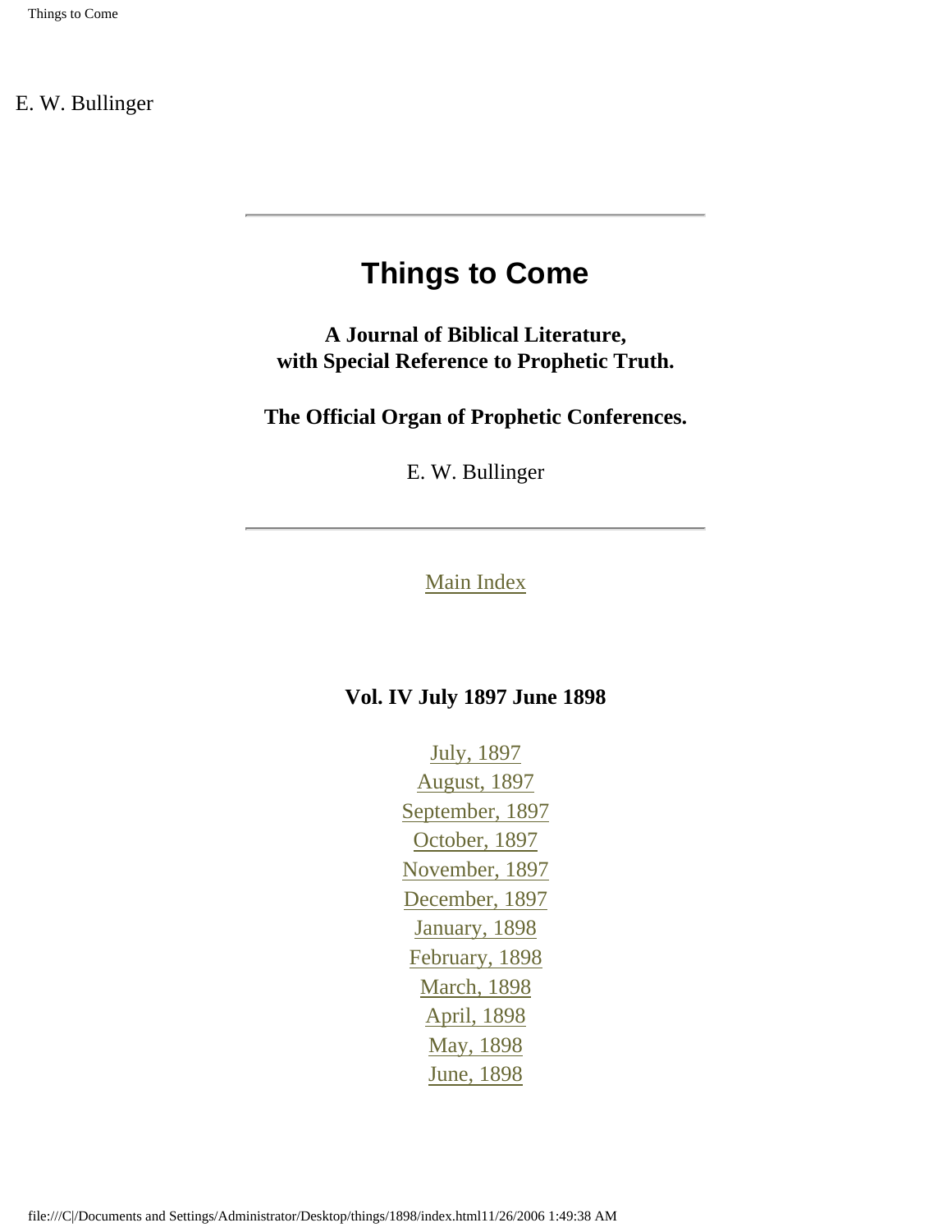E. W. Bullinger

---

# Things to Come

**A Journal of Biblical Literature, with Special Reference to Prophetic Truth.**

**The Official Organ of Prophetic Conferences.**

E. W. Bullinger

---

Main Index

**Vol. IV July 1897 June 1898**

July, 1897
August, 1897
September, 1897
October, 1897
November, 1897
December, 1897
January, 1898
February, 1898
March, 1898
April, 1898
May, 1898
June, 1898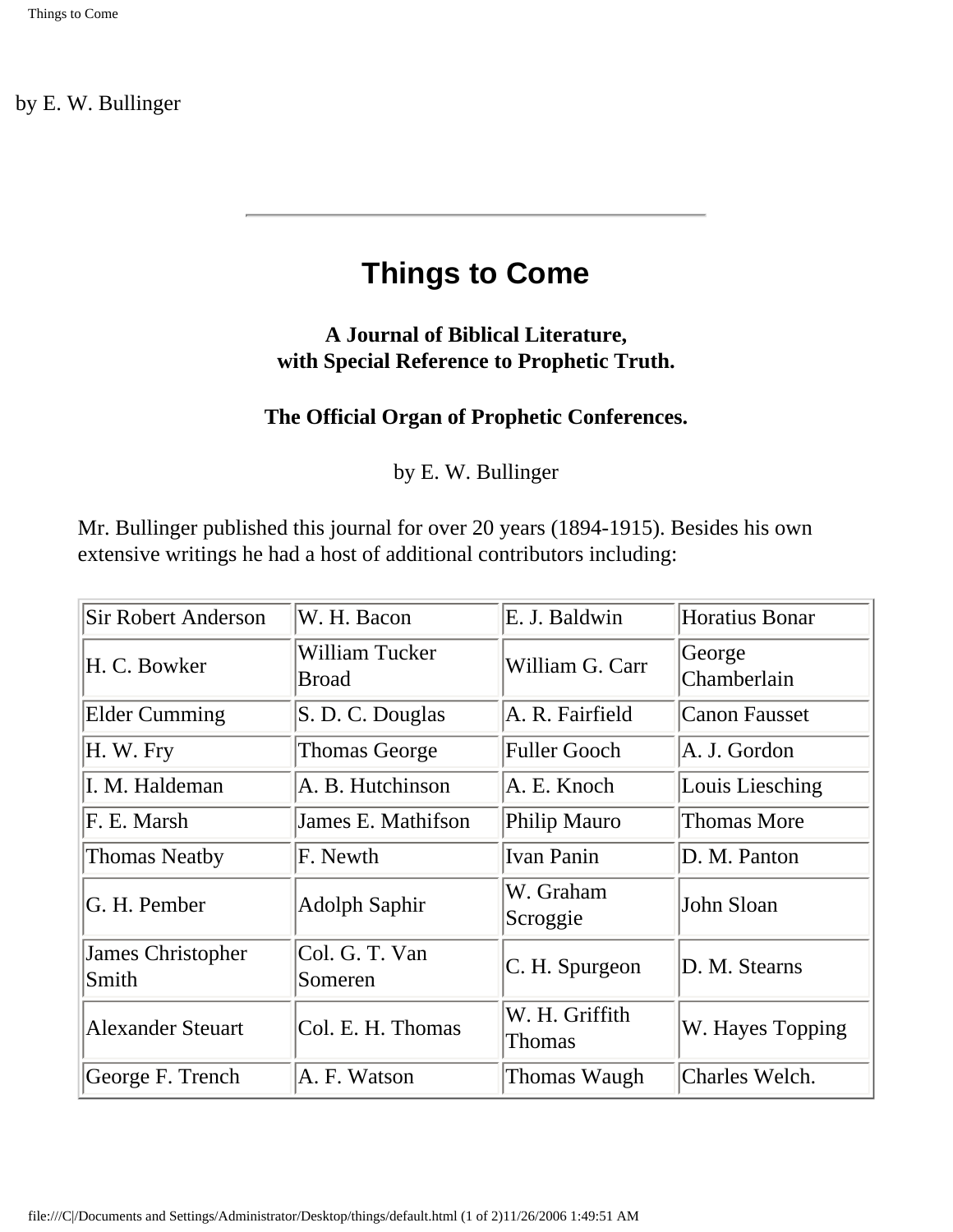by E. W. Bullinger

---

# Things to Come

### A Journal of Biblical Literature, with Special Reference to Prophetic Truth.

### The Official Organ of Prophetic Conferences.

by E. W. Bullinger

Mr. Bullinger published this journal for over 20 years (1894-1915). Besides his own extensive writings he had a host of additional contributors including:

| | | | |
|---|---|---|---|
| Sir Robert Anderson | W. H. Bacon | E. J. Baldwin | Horatius Bonar |
| H. C. Bowker | William Tucker Broad | William G. Carr | George Chamberlain |
| Elder Cumming | S. D. C. Douglas | A. R. Fairfield | Canon Fausset |
| H. W. Fry | Thomas George | Fuller Gooch | A. J. Gordon |
| I. M. Haldeman | A. B. Hutchinson | A. E. Knoch | Louis Liesching |
| F. E. Marsh | James E. Mathifson | Philip Mauro | Thomas More |
| Thomas Neatby | F. Newth | Ivan Panin | D. M. Panton |
| G. H. Pember | Adolph Saphir | W. Graham Scroggie | John Sloan |
| James Christopher Smith | Col. G. T. Van Someren | C. H. Spurgeon | D. M. Stearns |
| Alexander Steuart | Col. E. H. Thomas | W. H. Griffith Thomas | W. Hayes Topping |
| George F. Trench | A. F. Watson | Thomas Waugh | Charles Welch. |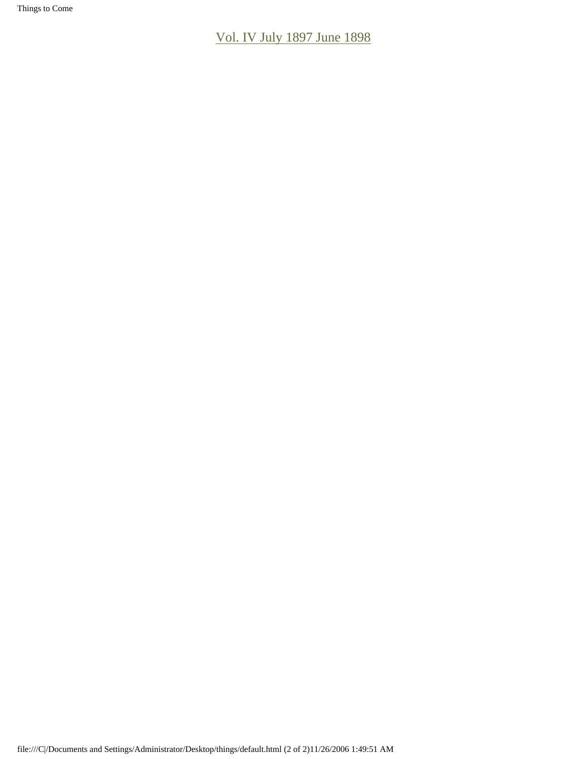[Vol. IV July 1897 June 1898]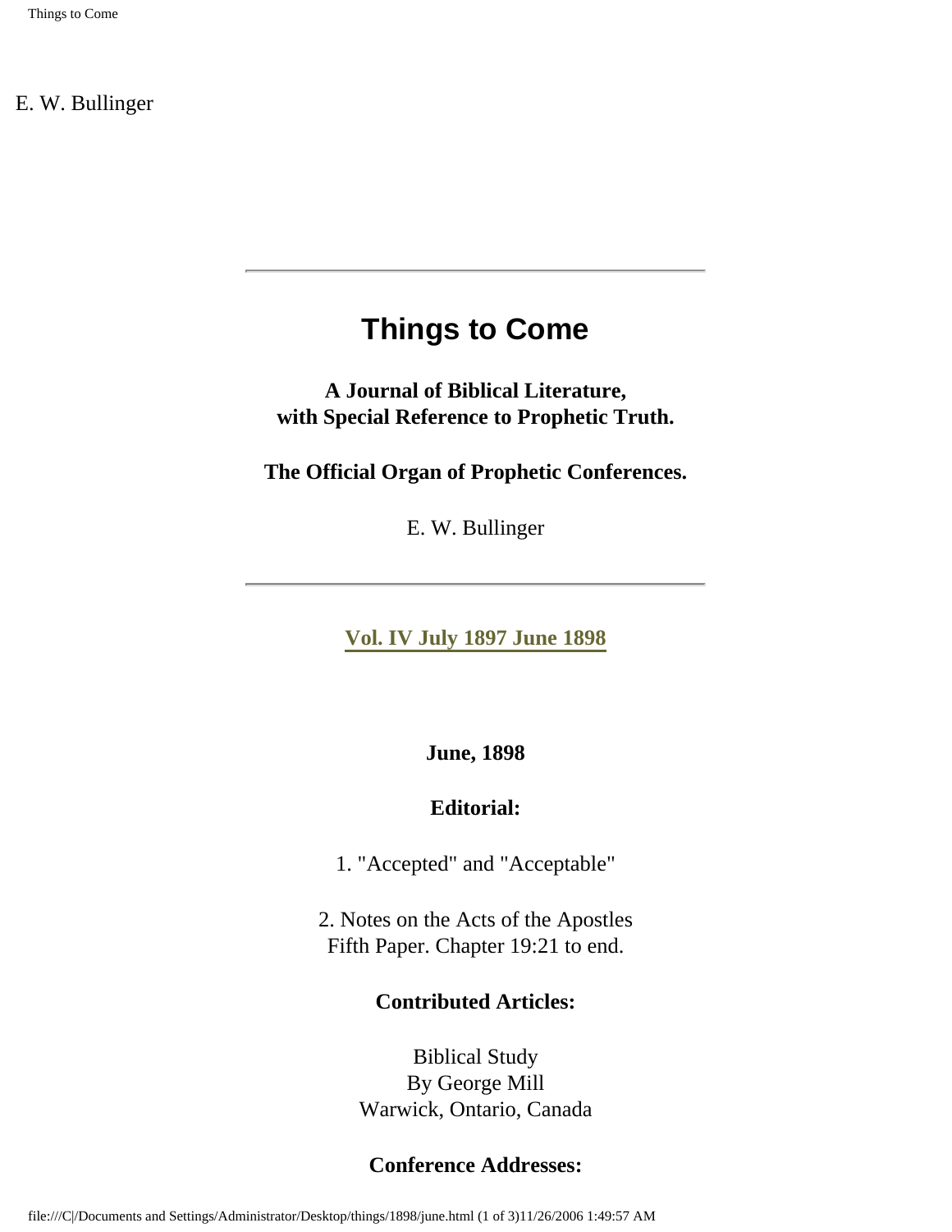E. W. Bullinger

---

# Things to Come

**A Journal of Biblical Literature,**
**with Special Reference to Prophetic Truth.**

**The Official Organ of Prophetic Conferences.**

E. W. Bullinger

---

**Vol. IV July 1897 June 1898**

**June, 1898**

**Editorial:**

1. "Accepted" and "Acceptable"

2. Notes on the Acts of the Apostles
Fifth Paper. Chapter 19:21 to end.

**Contributed Articles:**

Biblical Study
By George Mill
Warwick, Ontario, Canada

**Conference Addresses:**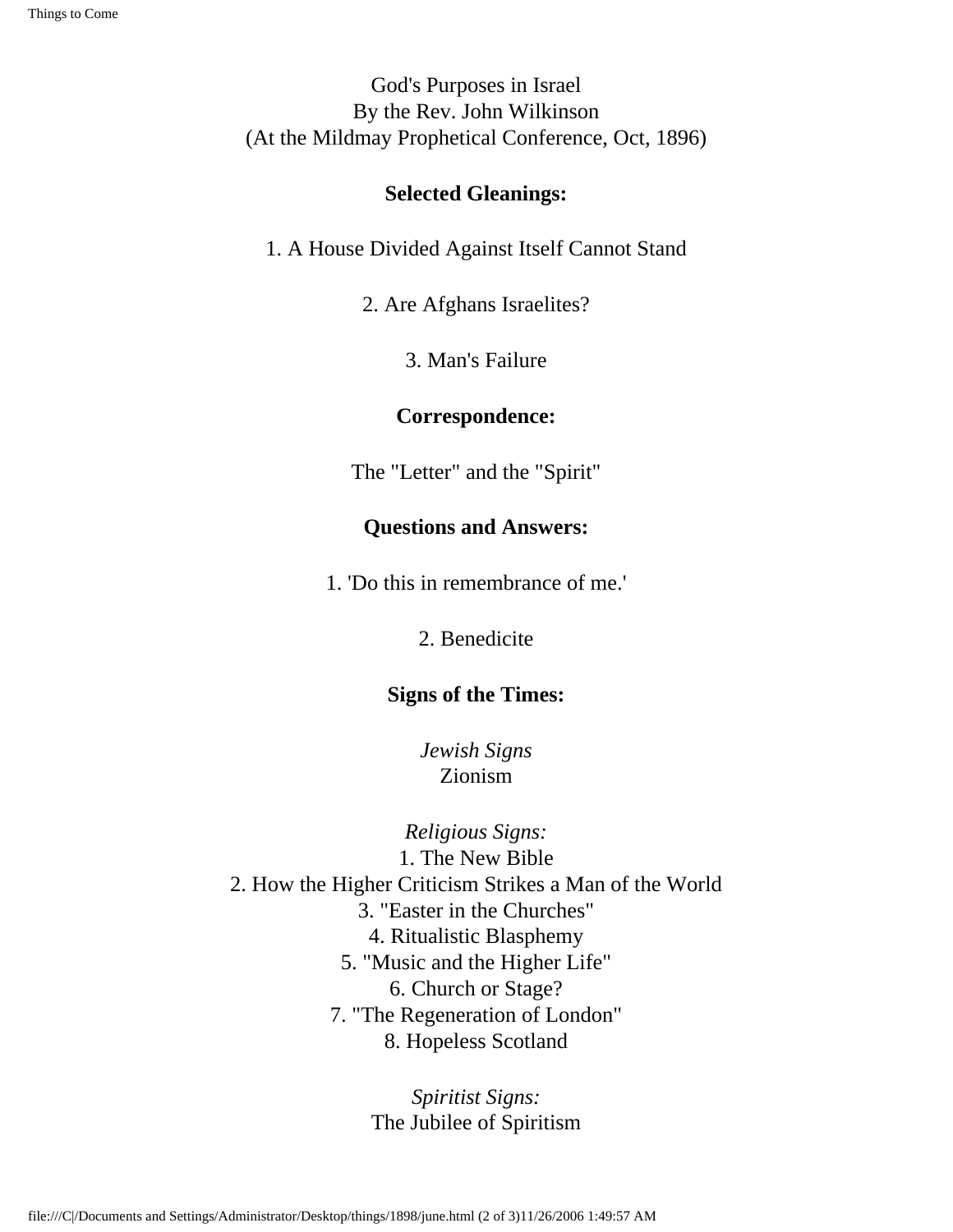God's Purposes in Israel
By the Rev. John Wilkinson
(At the Mildmay Prophetical Conference, Oct, 1896)

**Selected Gleanings:**

1. A House Divided Against Itself Cannot Stand

2. Are Afghans Israelites?

3. Man's Failure

**Correspondence:**

The "Letter" and the "Spirit"

**Questions and Answers:**

1. 'Do this in remembrance of me.'

2. Benedicite

**Signs of the Times:**

*Jewish Signs*
Zionism

*Religious Signs:*
1. The New Bible
2. How the Higher Criticism Strikes a Man of the World
3. "Easter in the Churches"
4. Ritualistic Blasphemy
5. "Music and the Higher Life"
6. Church or Stage?
7. "The Regeneration of London"
8. Hopeless Scotland

*Spiritist Signs:*
The Jubilee of Spiritism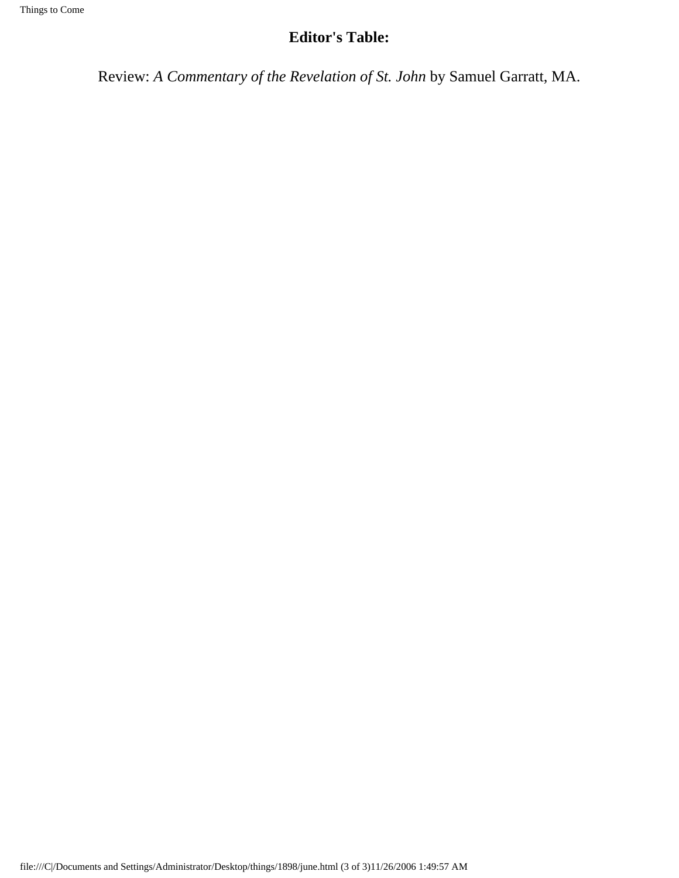## Editor's Table:

Review: *A Commentary of the Revelation of St. John* by Samuel Garratt, MA.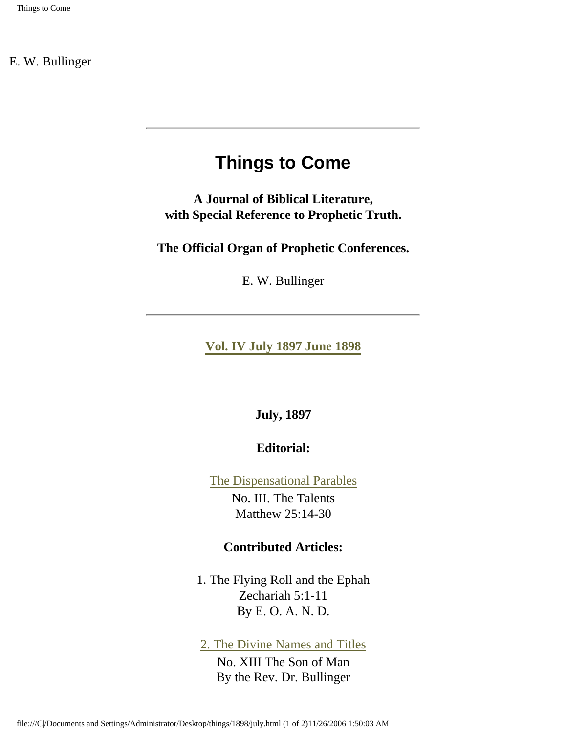E. W. Bullinger

# Things to Come

**A Journal of Biblical Literature, with Special Reference to Prophetic Truth.**

**The Official Organ of Prophetic Conferences.**

E. W. Bullinger

**Vol. IV July 1897 June 1898**

**July, 1897**

**Editorial:**

The Dispensational Parables
No. III. The Talents
Matthew 25:14-30

**Contributed Articles:**

1. The Flying Roll and the Ephah
Zechariah 5:1-11
By E. O. A. N. D.

2. The Divine Names and Titles
No. XIII The Son of Man
By the Rev. Dr. Bullinger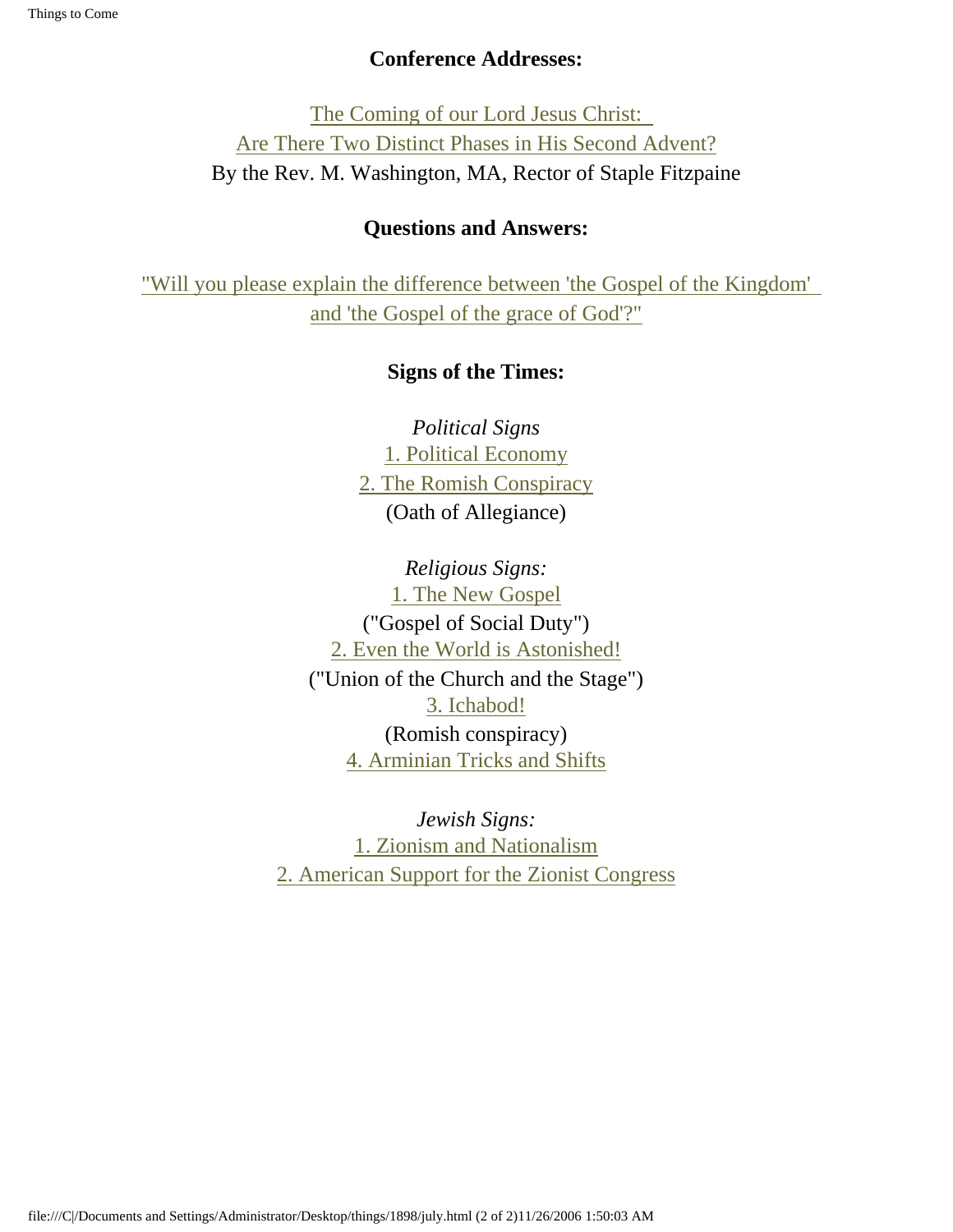**Conference Addresses:**

The Coming of our Lord Jesus Christ:
Are There Two Distinct Phases in His Second Advent?
By the Rev. M. Washington, MA, Rector of Staple Fitzpaine

**Questions and Answers:**

"Will you please explain the difference between 'the Gospel of the Kingdom' and 'the Gospel of the grace of God'?"

**Signs of the Times:**

*Political Signs*
1. Political Economy
2. The Romish Conspiracy
(Oath of Allegiance)

*Religious Signs:*
1. The New Gospel
("Gospel of Social Duty")
2. Even the World is Astonished!
("Union of the Church and the Stage")
3. Ichabod!
(Romish conspiracy)
4. Arminian Tricks and Shifts

*Jewish Signs:*
1. Zionism and Nationalism
2. American Support for the Zionist Congress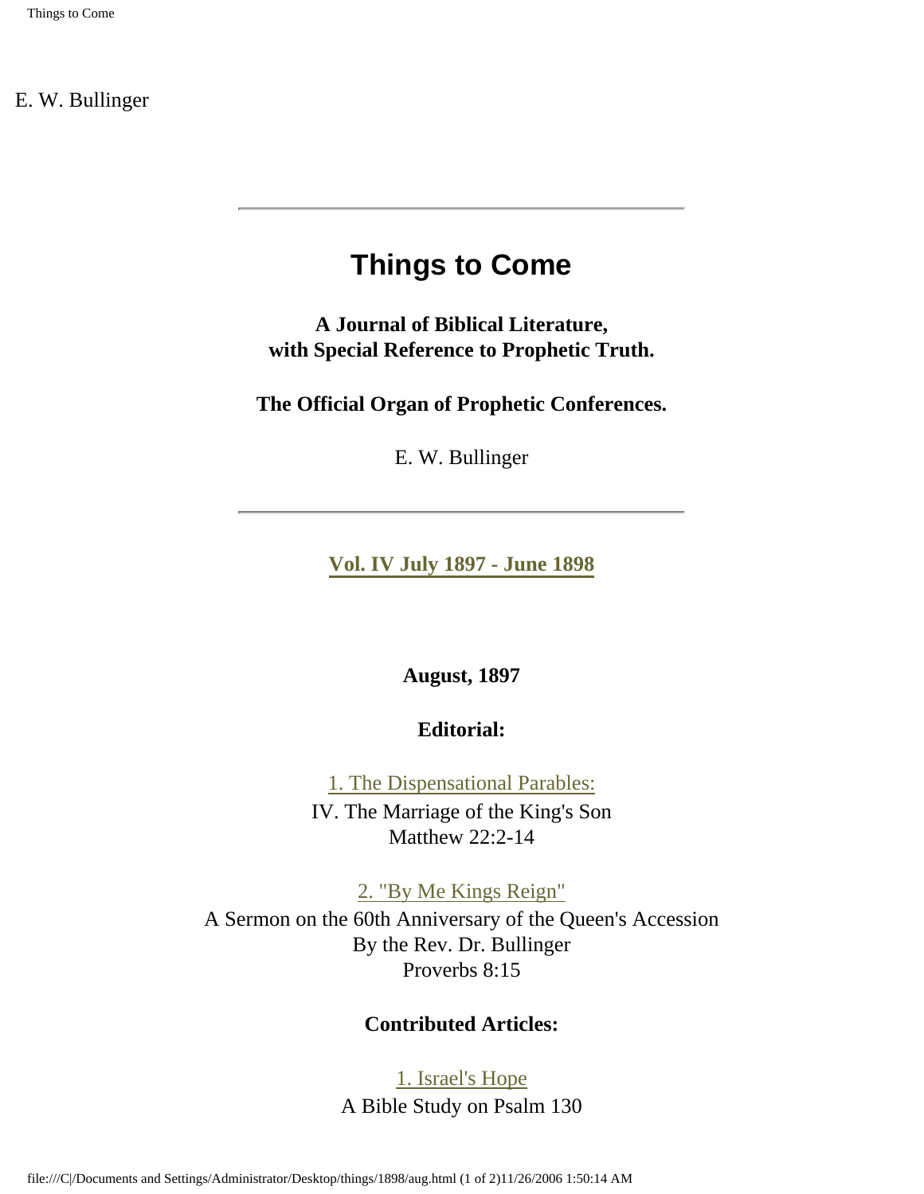E. W. Bullinger

---

# Things to Come

**A Journal of Biblical Literature, with Special Reference to Prophetic Truth.**

**The Official Organ of Prophetic Conferences.**

E. W. Bullinger

---

**Vol. IV July 1897 - June 1898**

**August, 1897**

**Editorial:**

1. The Dispensational Parables:
IV. The Marriage of the King's Son
Matthew 22:2-14

2. "By Me Kings Reign"
A Sermon on the 60th Anniversary of the Queen's Accession
By the Rev. Dr. Bullinger
Proverbs 8:15

**Contributed Articles:**

1. Israel's Hope
A Bible Study on Psalm 130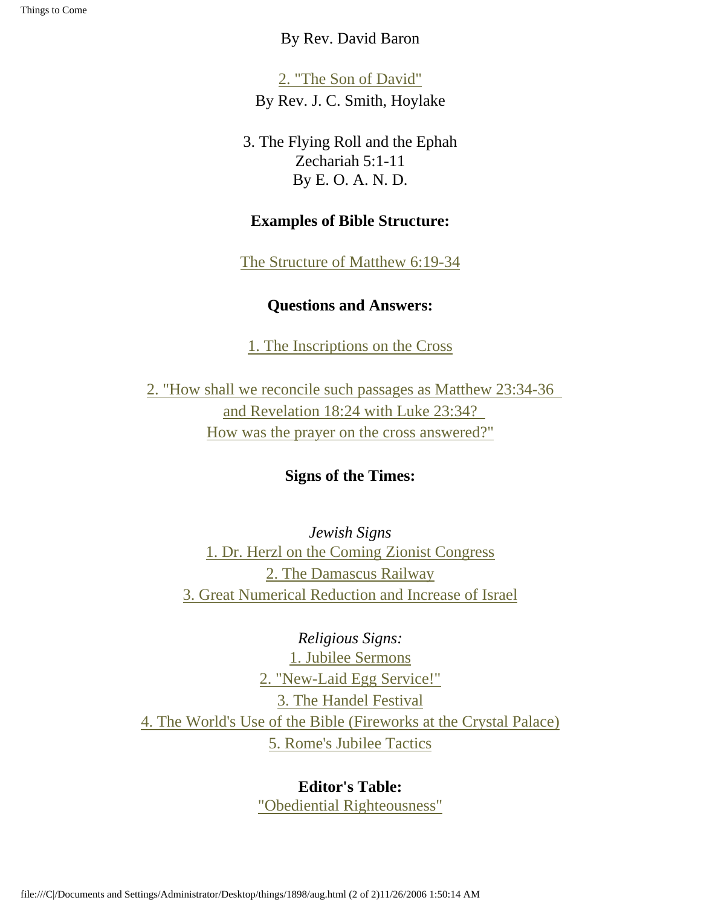By Rev. David Baron

2. "The Son of David"
By Rev. J. C. Smith, Hoylake

3. The Flying Roll and the Ephah
Zechariah 5:1-11
By E. O. A. N. D.

**Examples of Bible Structure:**

The Structure of Matthew 6:19-34

**Questions and Answers:**

1. The Inscriptions on the Cross

2. "How shall we reconcile such passages as Matthew 23:34-36 and Revelation 18:24 with Luke 23:34? How was the prayer on the cross answered?"

**Signs of the Times:**

*Jewish Signs*
1. Dr. Herzl on the Coming Zionist Congress
2. The Damascus Railway
3. Great Numerical Reduction and Increase of Israel

*Religious Signs:*
1. Jubilee Sermons
2. "New-Laid Egg Service!"
3. The Handel Festival
4. The World's Use of the Bible (Fireworks at the Crystal Palace)
5. Rome's Jubilee Tactics

**Editor's Table:**
"Obediential Righteousness"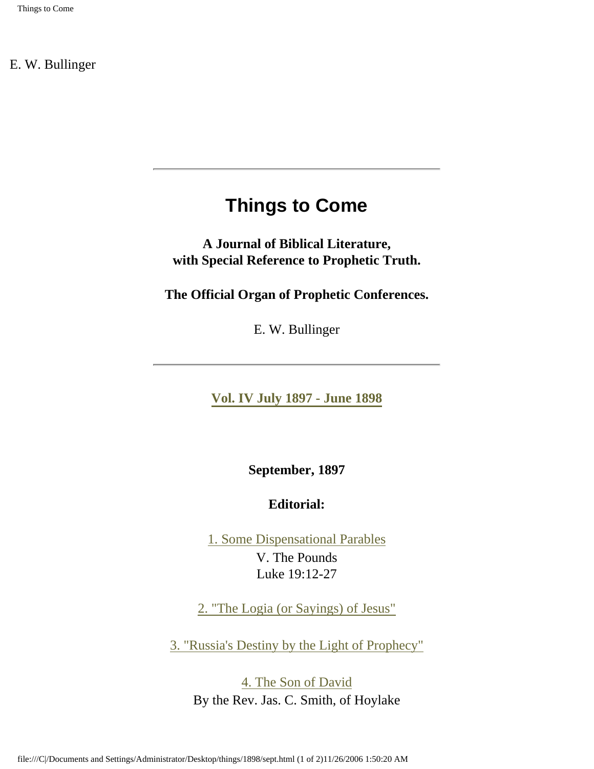E. W. Bullinger

---

# Things to Come

**A Journal of Biblical Literature,**
**with Special Reference to Prophetic Truth.**

**The Official Organ of Prophetic Conferences.**

E. W. Bullinger

---

**Vol. IV July 1897 - June 1898**

**September, 1897**

**Editorial:**

1. Some Dispensational Parables
V. The Pounds
Luke 19:12-27

2. "The Logia (or Sayings) of Jesus"

3. "Russia's Destiny by the Light of Prophecy"

4. The Son of David
By the Rev. Jas. C. Smith, of Hoylake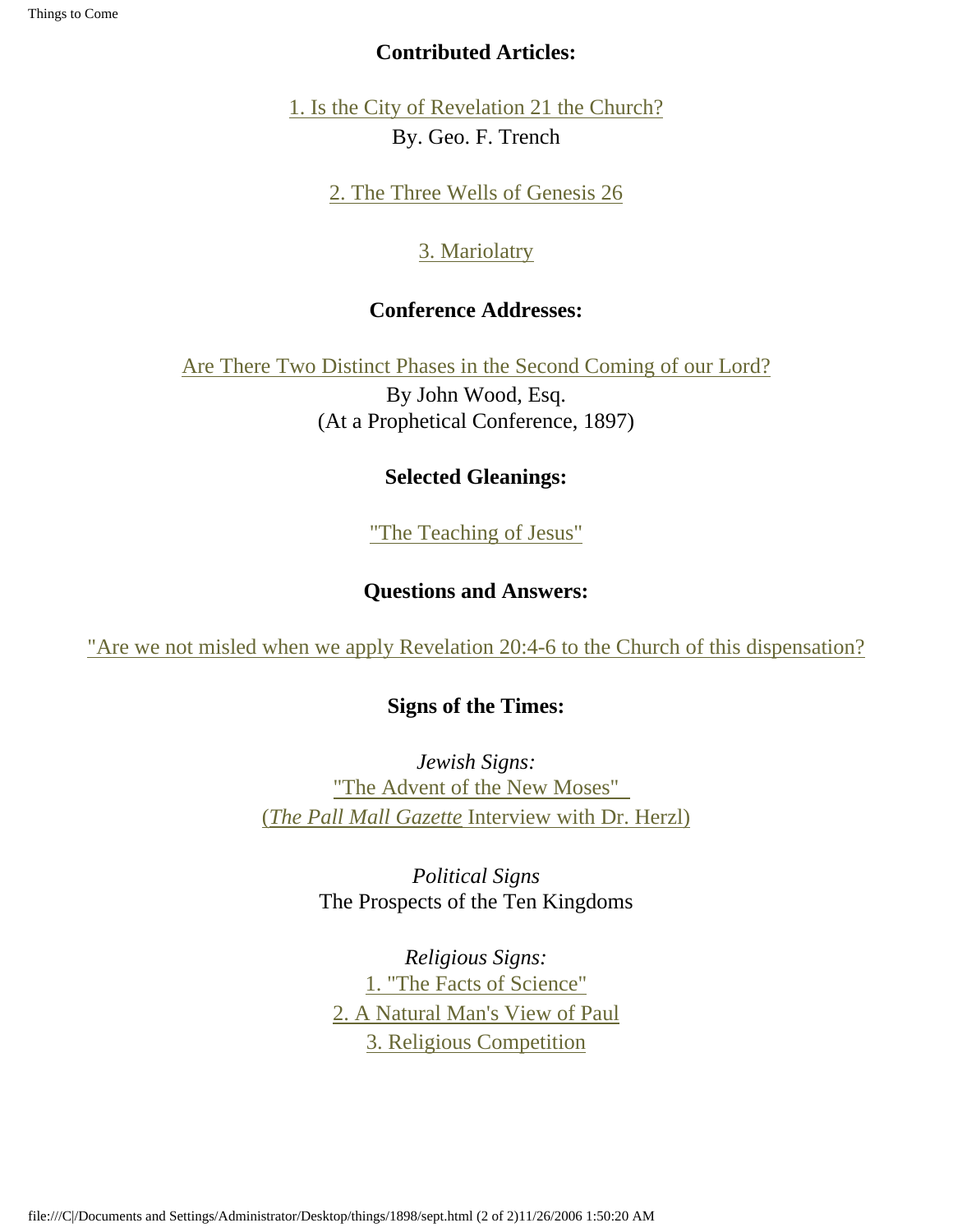**Contributed Articles:**

1. Is the City of Revelation 21 the Church?
By. Geo. F. Trench

2. The Three Wells of Genesis 26

3. Mariolatry

**Conference Addresses:**

Are There Two Distinct Phases in the Second Coming of our Lord?
By John Wood, Esq.
(At a Prophetical Conference, 1897)

**Selected Gleanings:**

"The Teaching of Jesus"

**Questions and Answers:**

"Are we not misled when we apply Revelation 20:4-6 to the Church of this dispensation?

**Signs of the Times:**

*Jewish Signs:*
"The Advent of the New Moses"
(*The Pall Mall Gazette* Interview with Dr. Herzl)

*Political Signs*
The Prospects of the Ten Kingdoms

*Religious Signs:*
1. "The Facts of Science"
2. A Natural Man's View of Paul
3. Religious Competition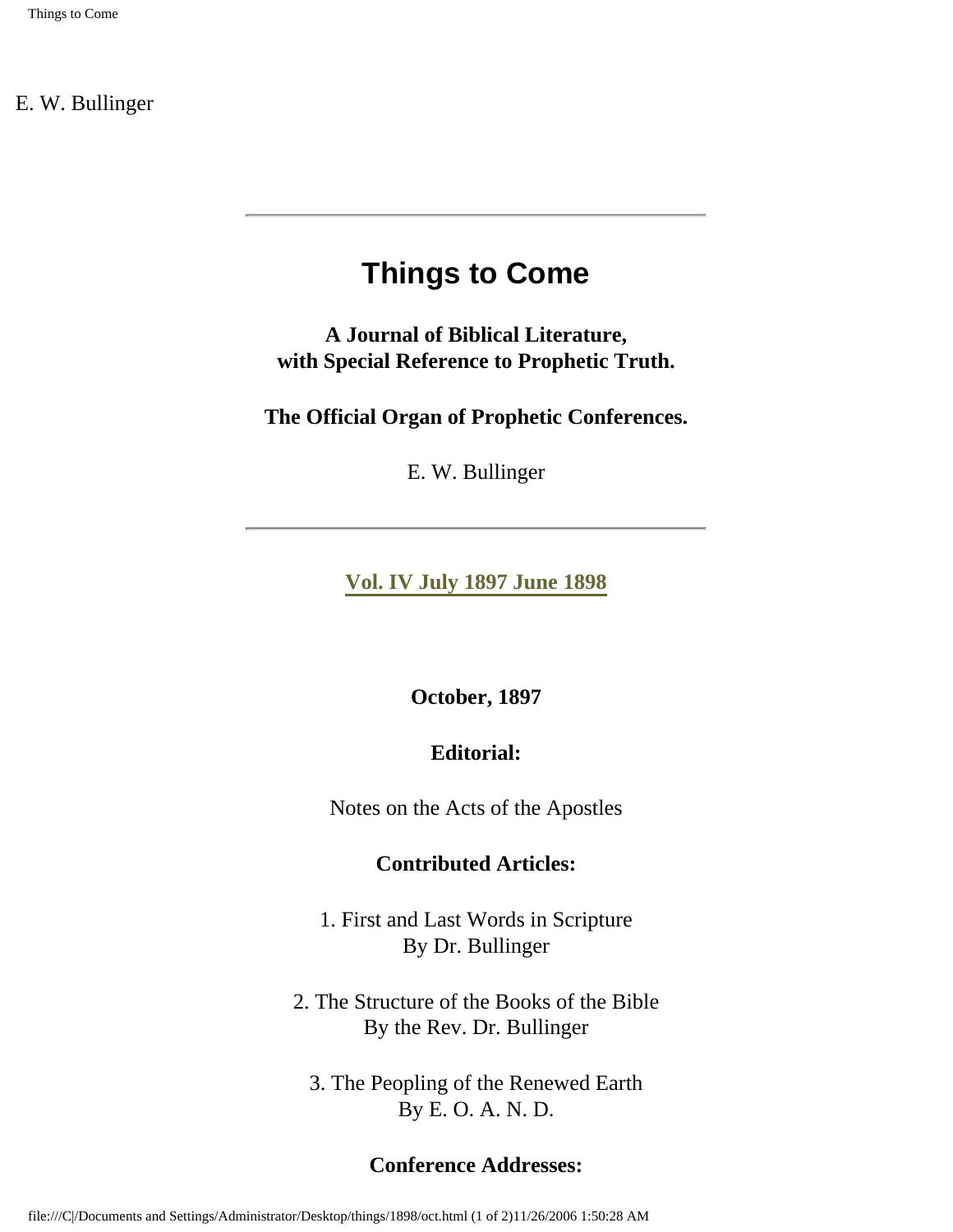E. W. Bullinger

---

# Things to Come

**A Journal of Biblical Literature,**
**with Special Reference to Prophetic Truth.**

**The Official Organ of Prophetic Conferences.**

E. W. Bullinger

---

**Vol. IV July 1897 June 1898**

**October, 1897**

**Editorial:**

Notes on the Acts of the Apostles

**Contributed Articles:**

1. First and Last Words in Scripture
By Dr. Bullinger

2. The Structure of the Books of the Bible
By the Rev. Dr. Bullinger

3. The Peopling of the Renewed Earth
By E. O. A. N. D.

**Conference Addresses:**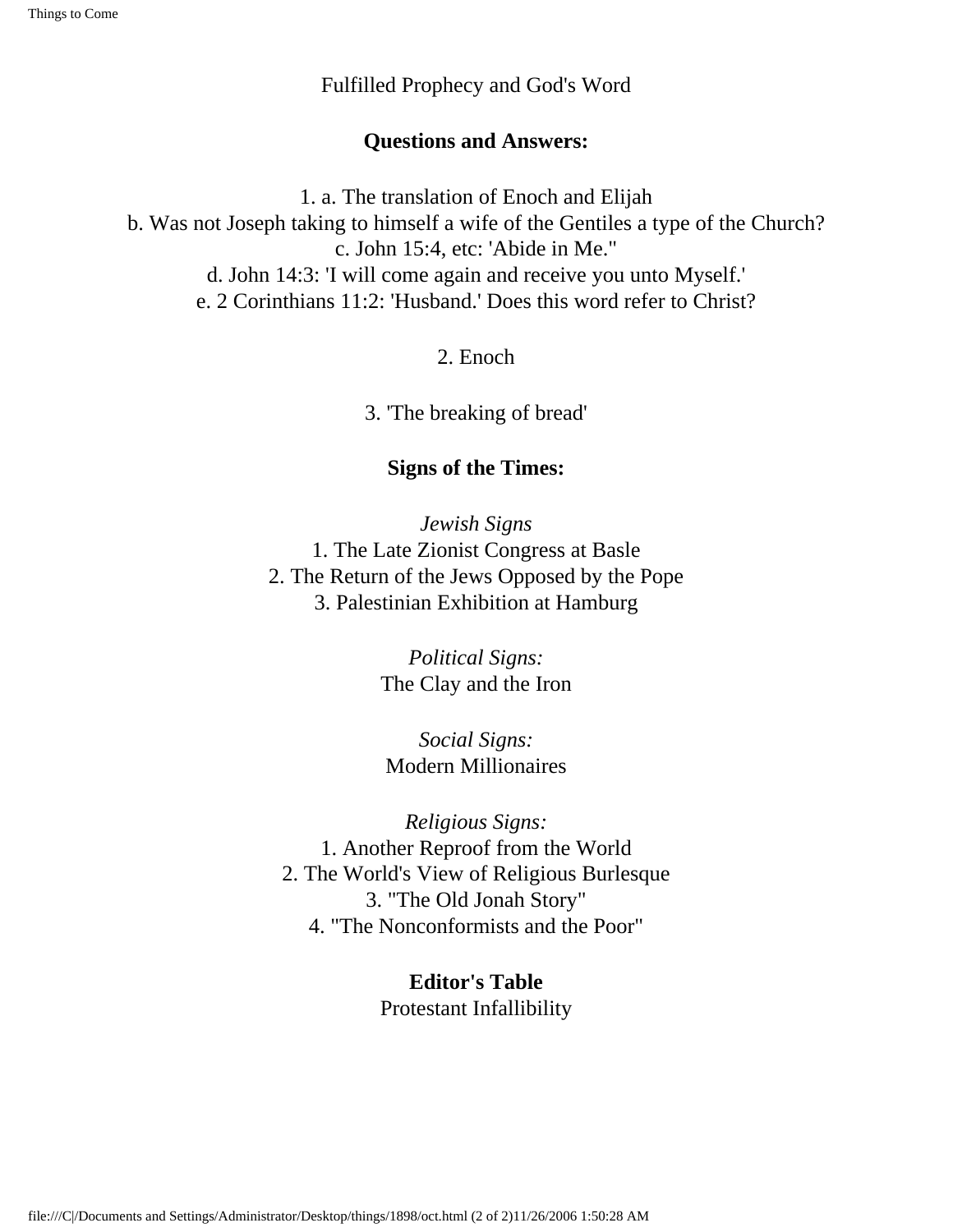Fulfilled Prophecy and God's Word

**Questions and Answers:**

1. a. The translation of Enoch and Elijah
b. Was not Joseph taking to himself a wife of the Gentiles a type of the Church?
c. John 15:4, etc: 'Abide in Me."
d. John 14:3: 'I will come again and receive you unto Myself.'
e. 2 Corinthians 11:2: 'Husband.' Does this word refer to Christ?

2. Enoch

3. 'The breaking of bread'

**Signs of the Times:**

*Jewish Signs*
1. The Late Zionist Congress at Basle
2. The Return of the Jews Opposed by the Pope
3. Palestinian Exhibition at Hamburg

*Political Signs:*
The Clay and the Iron

*Social Signs:*
Modern Millionaires

*Religious Signs:*
1. Another Reproof from the World
2. The World's View of Religious Burlesque
3. "The Old Jonah Story"
4. "The Nonconformists and the Poor"

**Editor's Table**
Protestant Infallibility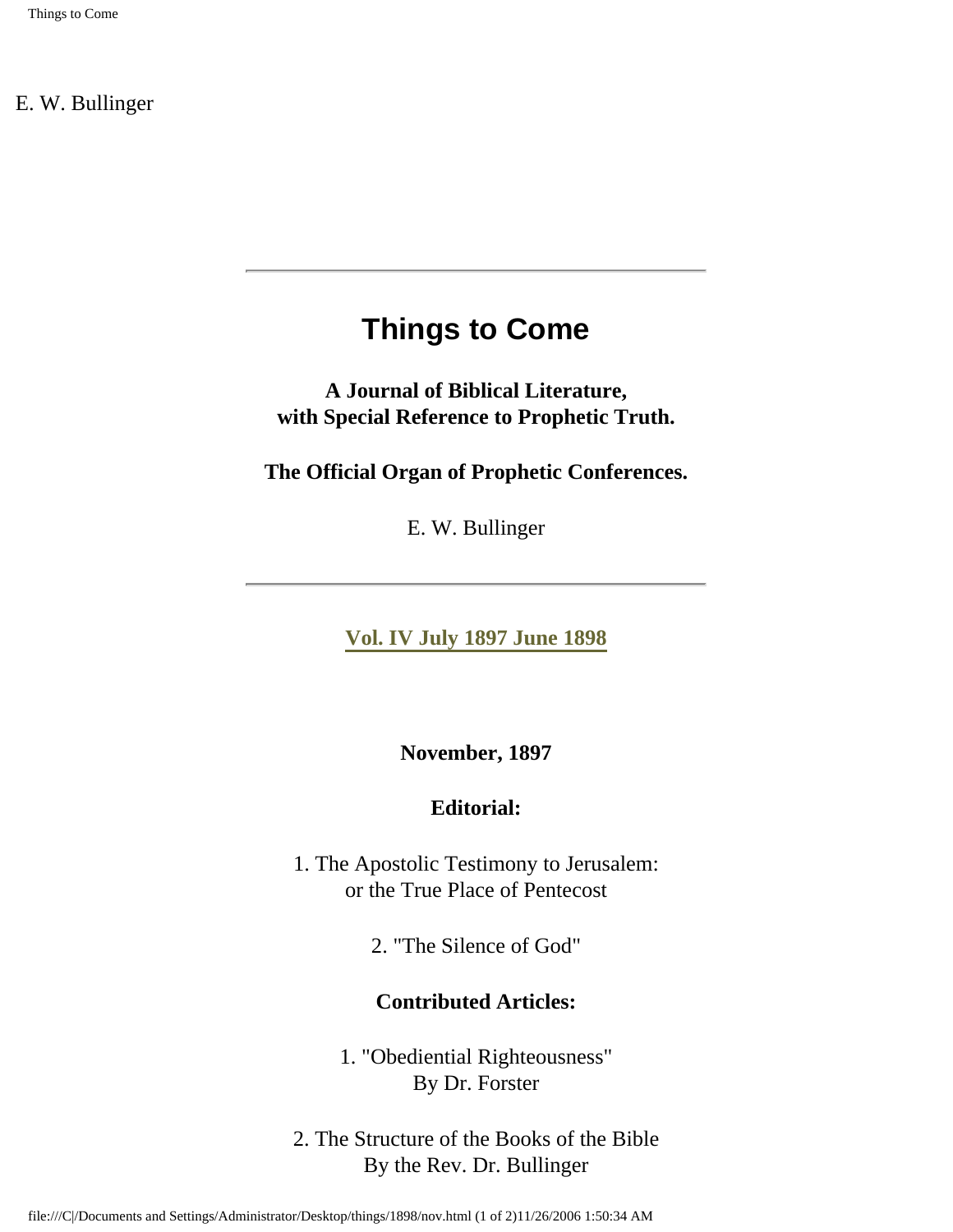E. W. Bullinger

# Things to Come

**A Journal of Biblical Literature,
with Special Reference to Prophetic Truth.**

**The Official Organ of Prophetic Conferences.**

E. W. Bullinger

**Vol. IV July 1897 June 1898**

**November, 1897**

**Editorial:**

1. The Apostolic Testimony to Jerusalem:
or the True Place of Pentecost

2. "The Silence of God"

**Contributed Articles:**

1. "Obediential Righteousness"
By Dr. Forster

2. The Structure of the Books of the Bible
By the Rev. Dr. Bullinger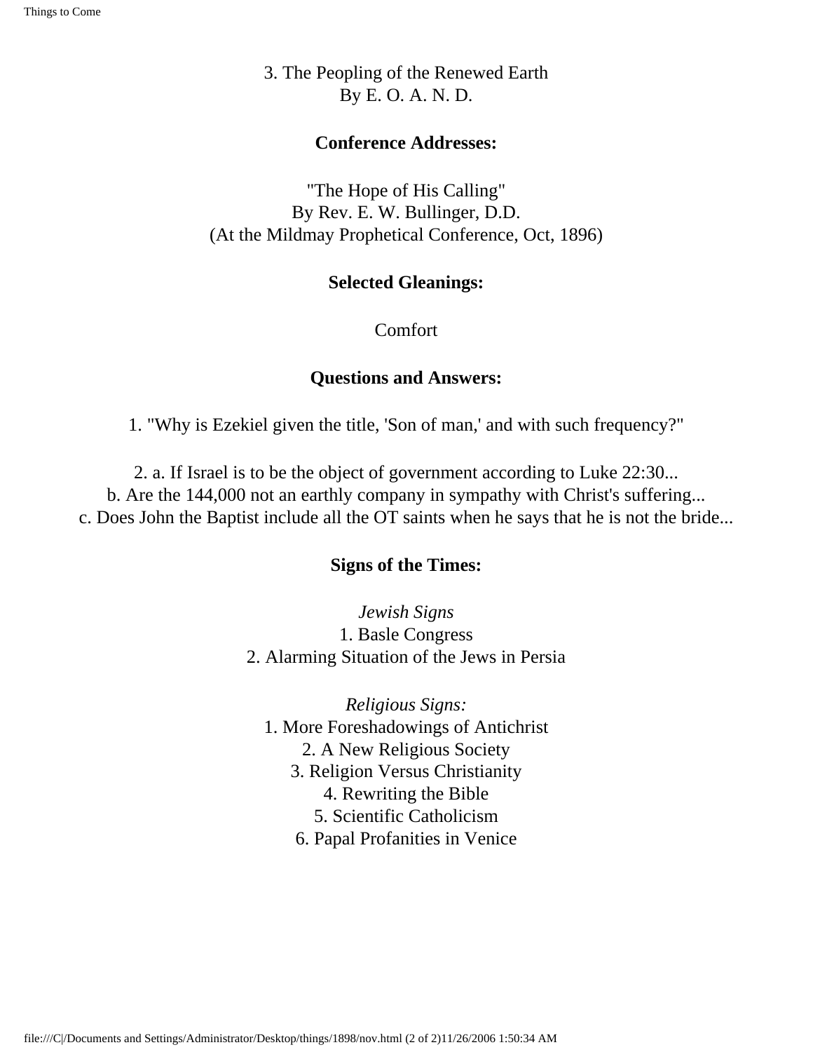3. The Peopling of the Renewed Earth
By E. O. A. N. D.

**Conference Addresses:**

"The Hope of His Calling"
By Rev. E. W. Bullinger, D.D.
(At the Mildmay Prophetical Conference, Oct, 1896)

**Selected Gleanings:**

Comfort

**Questions and Answers:**

1. "Why is Ezekiel given the title, 'Son of man,' and with such frequency?"

2. a. If Israel is to be the object of government according to Luke 22:30...
b. Are the 144,000 not an earthly company in sympathy with Christ's suffering...
c. Does John the Baptist include all the OT saints when he says that he is not the bride...

**Signs of the Times:**

*Jewish Signs*
1. Basle Congress
2. Alarming Situation of the Jews in Persia

*Religious Signs:*
1. More Foreshadowings of Antichrist
2. A New Religious Society
3. Religion Versus Christianity
4. Rewriting the Bible
5. Scientific Catholicism
6. Papal Profanities in Venice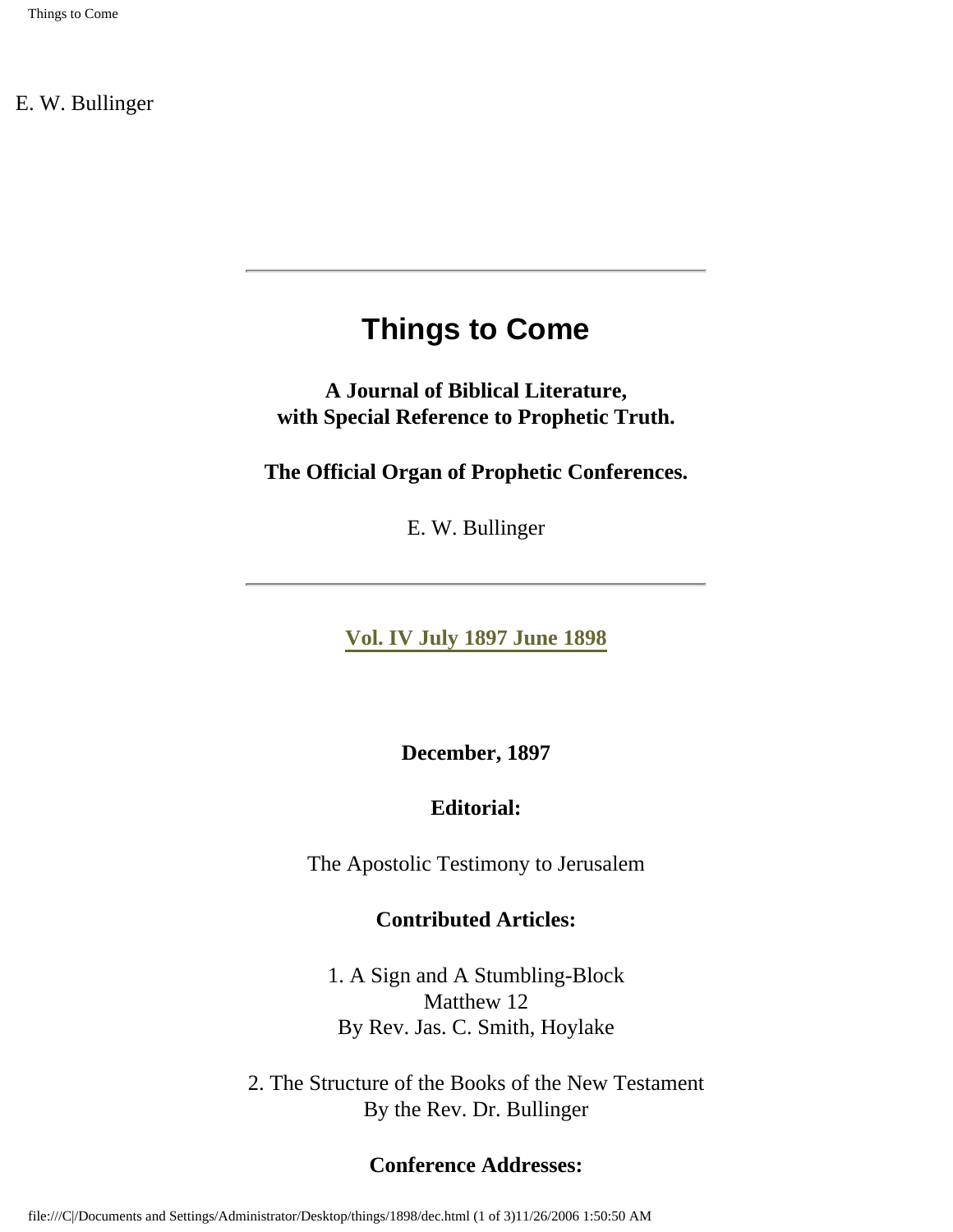E. W. Bullinger

---

# Things to Come

**A Journal of Biblical Literature,**
**with Special Reference to Prophetic Truth.**

**The Official Organ of Prophetic Conferences.**

E. W. Bullinger

---

**Vol. IV July 1897 June 1898**

**December, 1897**

**Editorial:**

The Apostolic Testimony to Jerusalem

**Contributed Articles:**

1. A Sign and A Stumbling-Block
Matthew 12
By Rev. Jas. C. Smith, Hoylake

2. The Structure of the Books of the New Testament
By the Rev. Dr. Bullinger

**Conference Addresses:**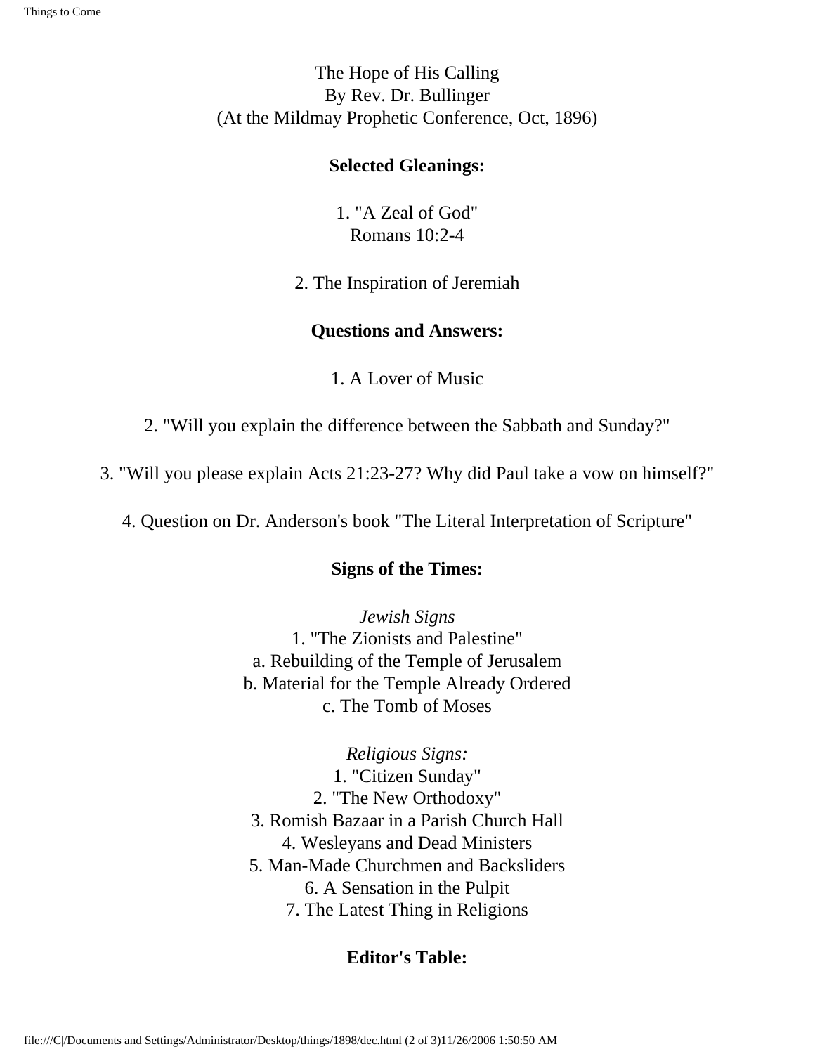The Hope of His Calling
By Rev. Dr. Bullinger
(At the Mildmay Prophetic Conference, Oct, 1896)

**Selected Gleanings:**

1. "A Zeal of God"
Romans 10:2-4

2. The Inspiration of Jeremiah

**Questions and Answers:**

1. A Lover of Music

2. "Will you explain the difference between the Sabbath and Sunday?"

3. "Will you please explain Acts 21:23-27? Why did Paul take a vow on himself?"

4. Question on Dr. Anderson's book "The Literal Interpretation of Scripture"

**Signs of the Times:**

*Jewish Signs*
1. "The Zionists and Palestine"
a. Rebuilding of the Temple of Jerusalem
b. Material for the Temple Already Ordered
c. The Tomb of Moses

*Religious Signs:*
1. "Citizen Sunday"
2. "The New Orthodoxy"
3. Romish Bazaar in a Parish Church Hall
4. Wesleyans and Dead Ministers
5. Man-Made Churchmen and Backsliders
6. A Sensation in the Pulpit
7. The Latest Thing in Religions

**Editor's Table:**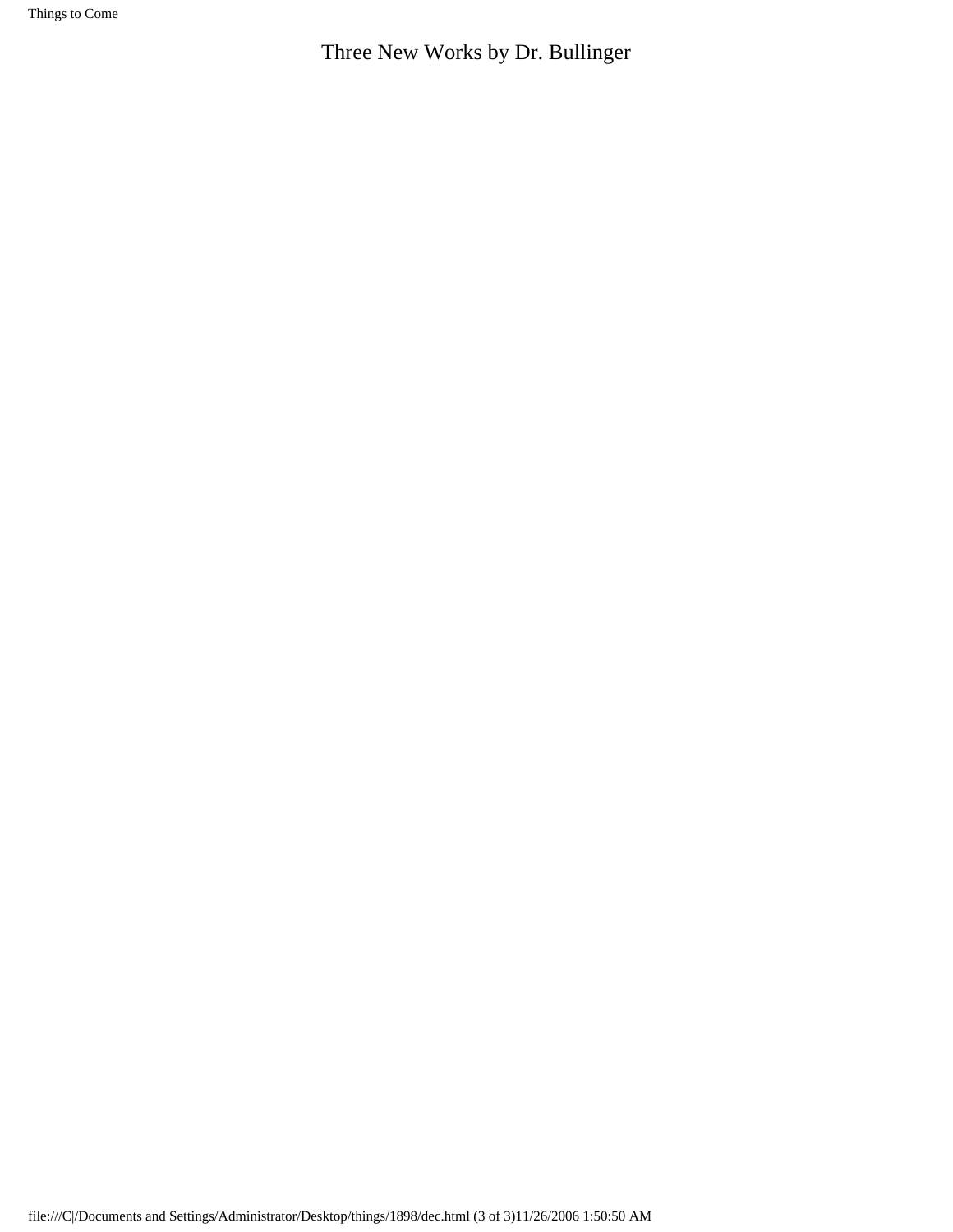Three New Works by Dr. Bullinger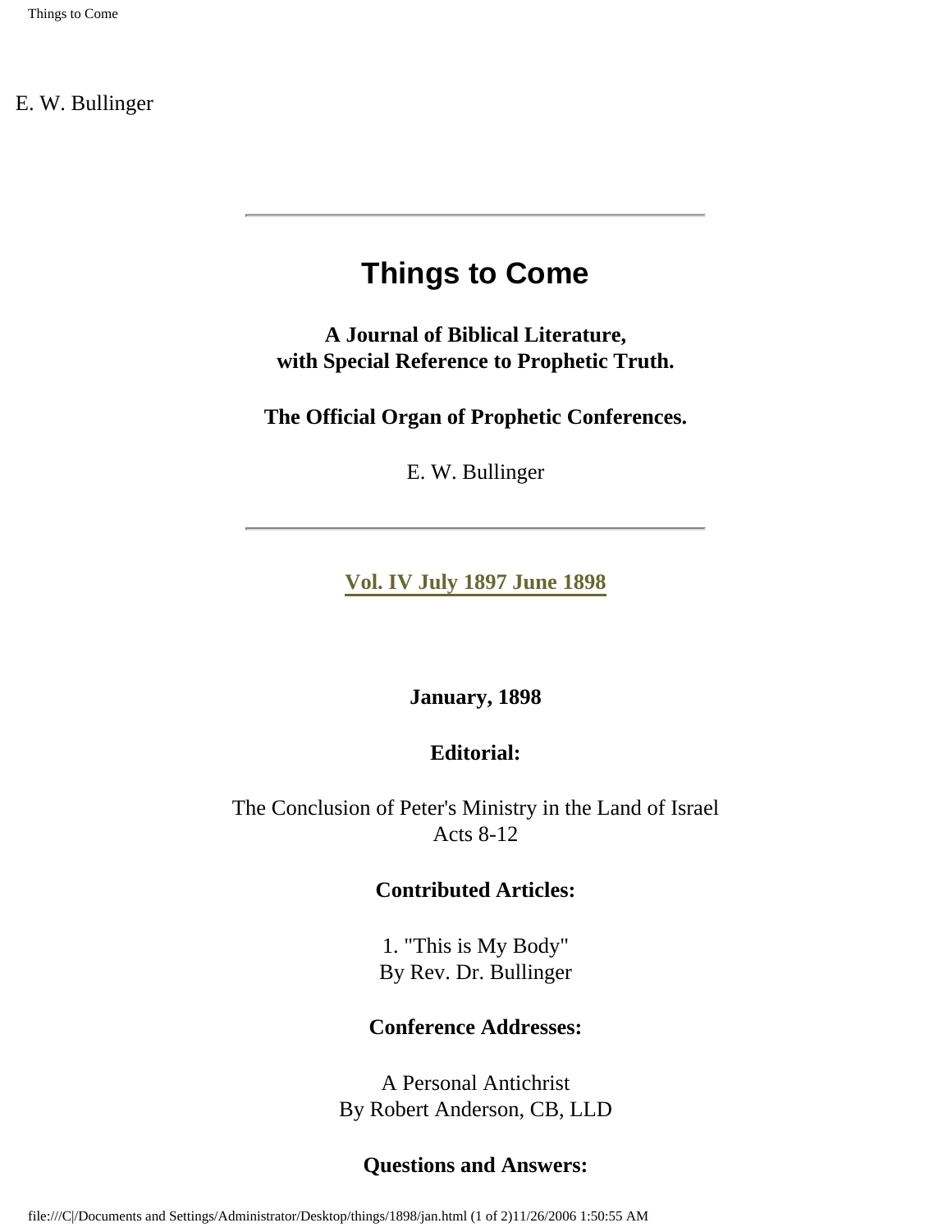E. W. Bullinger

---

# Things to Come

**A Journal of Biblical Literature,**
**with Special Reference to Prophetic Truth.**

**The Official Organ of Prophetic Conferences.**

E. W. Bullinger

---

**Vol. IV July 1897 June 1898**

**January, 1898**

**Editorial:**

The Conclusion of Peter's Ministry in the Land of Israel
Acts 8-12

**Contributed Articles:**

1. "This is My Body"
By Rev. Dr. Bullinger

**Conference Addresses:**

A Personal Antichrist
By Robert Anderson, CB, LLD

**Questions and Answers:**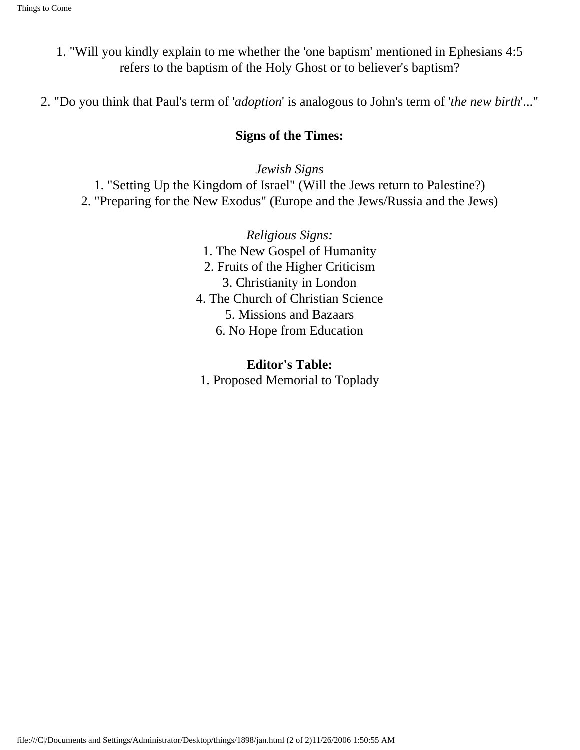1. "Will you kindly explain to me whether the 'one baptism' mentioned in Ephesians 4:5 refers to the baptism of the Holy Ghost or to believer's baptism?

2. "Do you think that Paul's term of '*adoption*' is analogous to John's term of '*the new birth*'..."

**Signs of the Times:**

*Jewish Signs*

1. "Setting Up the Kingdom of Israel" (Will the Jews return to Palestine?)
2. "Preparing for the New Exodus" (Europe and the Jews/Russia and the Jews)

*Religious Signs:*

1. The New Gospel of Humanity
2. Fruits of the Higher Criticism
3. Christianity in London
4. The Church of Christian Science
5. Missions and Bazaars
6. No Hope from Education

**Editor's Table:**

1. Proposed Memorial to Toplady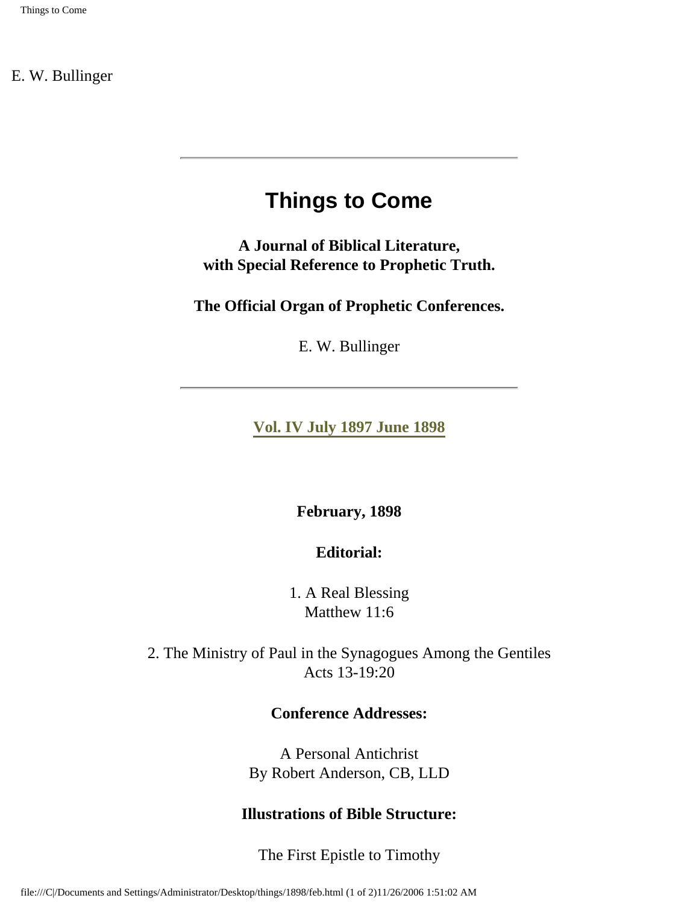E. W. Bullinger

---

# Things to Come

**A Journal of Biblical Literature,
with Special Reference to Prophetic Truth.**

**The Official Organ of Prophetic Conferences.**

E. W. Bullinger

---

**Vol. IV July 1897 June 1898**

**February, 1898**

**Editorial:**

1. A Real Blessing
Matthew 11:6

2. The Ministry of Paul in the Synagogues Among the Gentiles
Acts 13-19:20

**Conference Addresses:**

A Personal Antichrist
By Robert Anderson, CB, LLD

**Illustrations of Bible Structure:**

The First Epistle to Timothy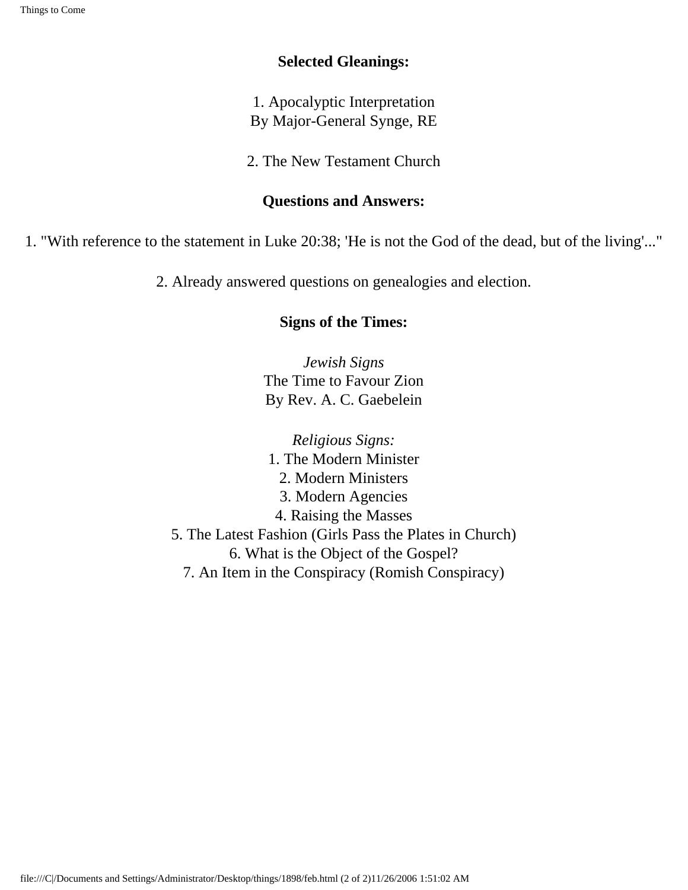**Selected Gleanings:**

1. Apocalyptic Interpretation
By Major-General Synge, RE

2. The New Testament Church

**Questions and Answers:**

1. "With reference to the statement in Luke 20:38; 'He is not the God of the dead, but of the living'..."

2. Already answered questions on genealogies and election.

**Signs of the Times:**

*Jewish Signs*
The Time to Favour Zion
By Rev. A. C. Gaebelein

*Religious Signs:*
1. The Modern Minister
2. Modern Ministers
3. Modern Agencies
4. Raising the Masses
5. The Latest Fashion (Girls Pass the Plates in Church)
6. What is the Object of the Gospel?
7. An Item in the Conspiracy (Romish Conspiracy)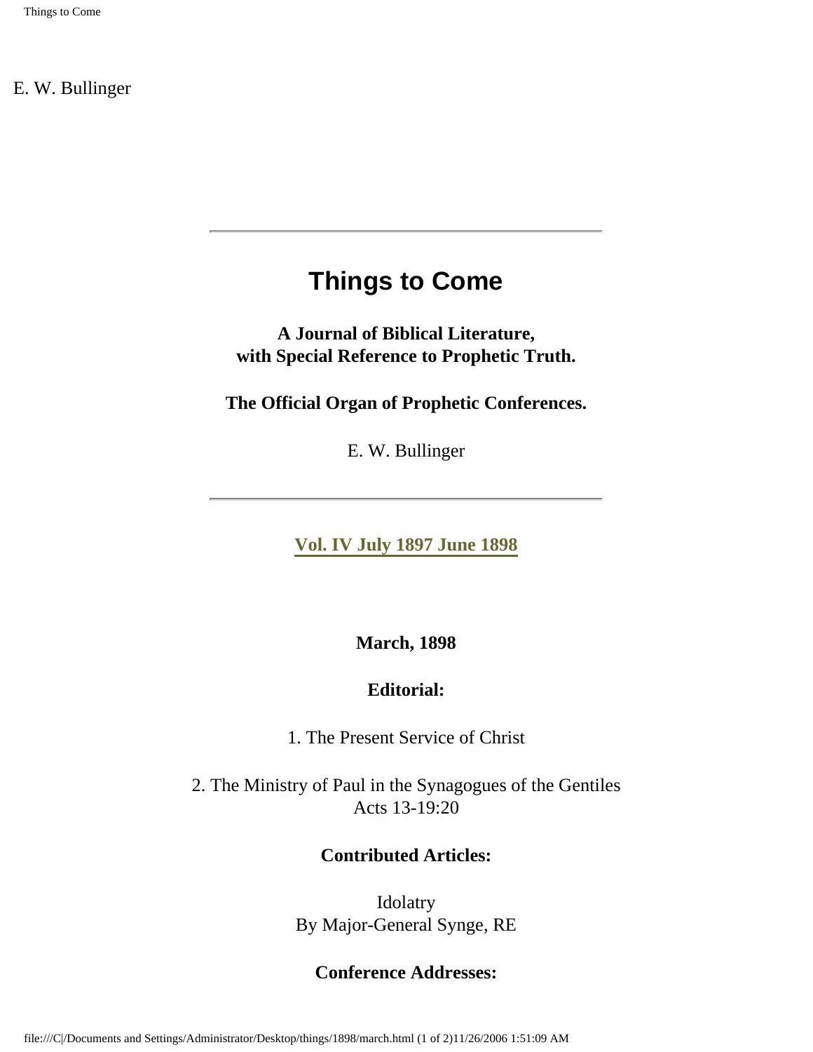E. W. Bullinger

---

# Things to Come

**A Journal of Biblical Literature,**
**with Special Reference to Prophetic Truth.**

**The Official Organ of Prophetic Conferences.**

E. W. Bullinger

---

**Vol. IV July 1897 June 1898**

**March, 1898**

**Editorial:**

1. The Present Service of Christ

2. The Ministry of Paul in the Synagogues of the Gentiles
Acts 13-19:20

**Contributed Articles:**

Idolatry
By Major-General Synge, RE

**Conference Addresses:**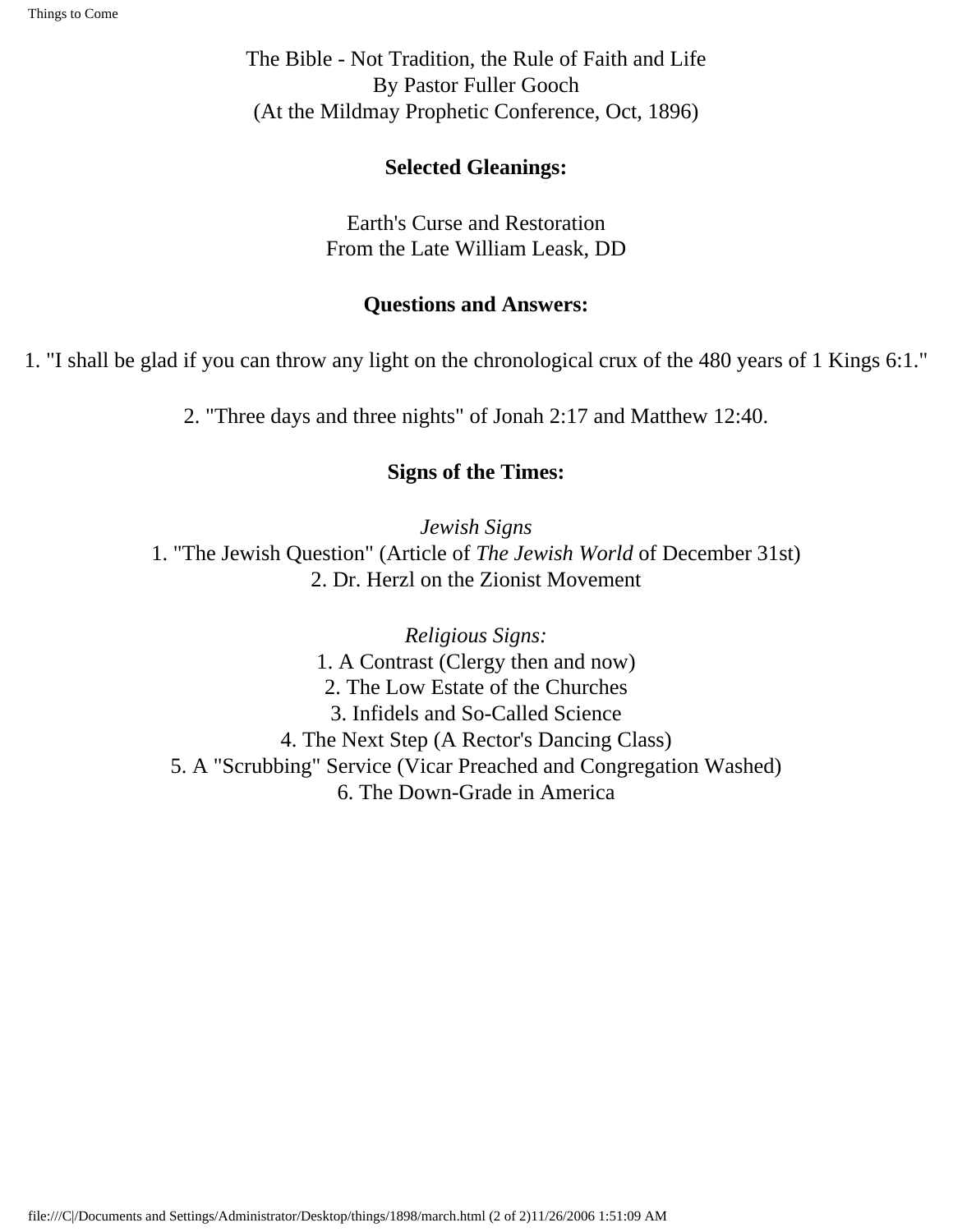The Bible - Not Tradition, the Rule of Faith and Life
By Pastor Fuller Gooch
(At the Mildmay Prophetic Conference, Oct, 1896)

**Selected Gleanings:**

Earth's Curse and Restoration
From the Late William Leask, DD

**Questions and Answers:**

1. "I shall be glad if you can throw any light on the chronological crux of the 480 years of 1 Kings 6:1."

2. "Three days and three nights" of Jonah 2:17 and Matthew 12:40.

**Signs of the Times:**

*Jewish Signs*

1. "The Jewish Question" (Article of *The Jewish World* of December 31st)
2. Dr. Herzl on the Zionist Movement

*Religious Signs:*

1. A Contrast (Clergy then and now)
2. The Low Estate of the Churches
3. Infidels and So-Called Science
4. The Next Step (A Rector's Dancing Class)
5. A "Scrubbing" Service (Vicar Preached and Congregation Washed)
6. The Down-Grade in America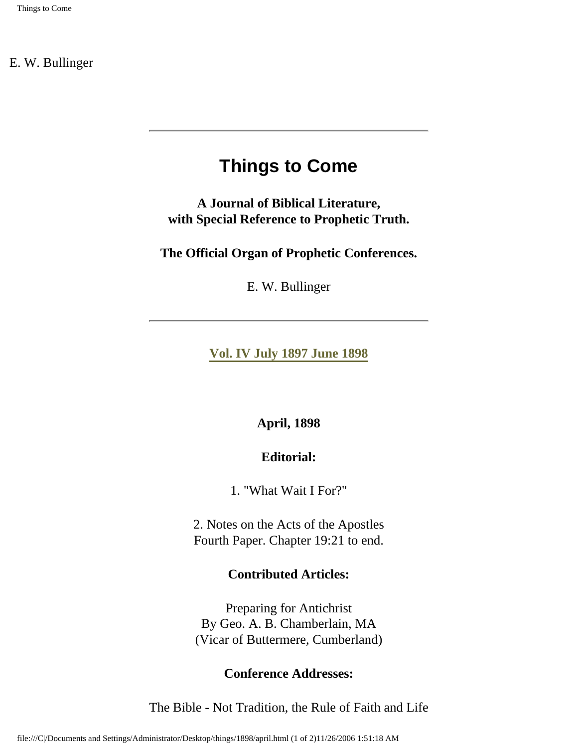E. W. Bullinger

---

# Things to Come

**A Journal of Biblical Literature,
with Special Reference to Prophetic Truth.**

**The Official Organ of Prophetic Conferences.**

E. W. Bullinger

---

**Vol. IV July 1897 June 1898**

**April, 1898**

**Editorial:**

1. "What Wait I For?"

2. Notes on the Acts of the Apostles
Fourth Paper. Chapter 19:21 to end.

**Contributed Articles:**

Preparing for Antichrist
By Geo. A. B. Chamberlain, MA
(Vicar of Buttermere, Cumberland)

**Conference Addresses:**

The Bible - Not Tradition, the Rule of Faith and Life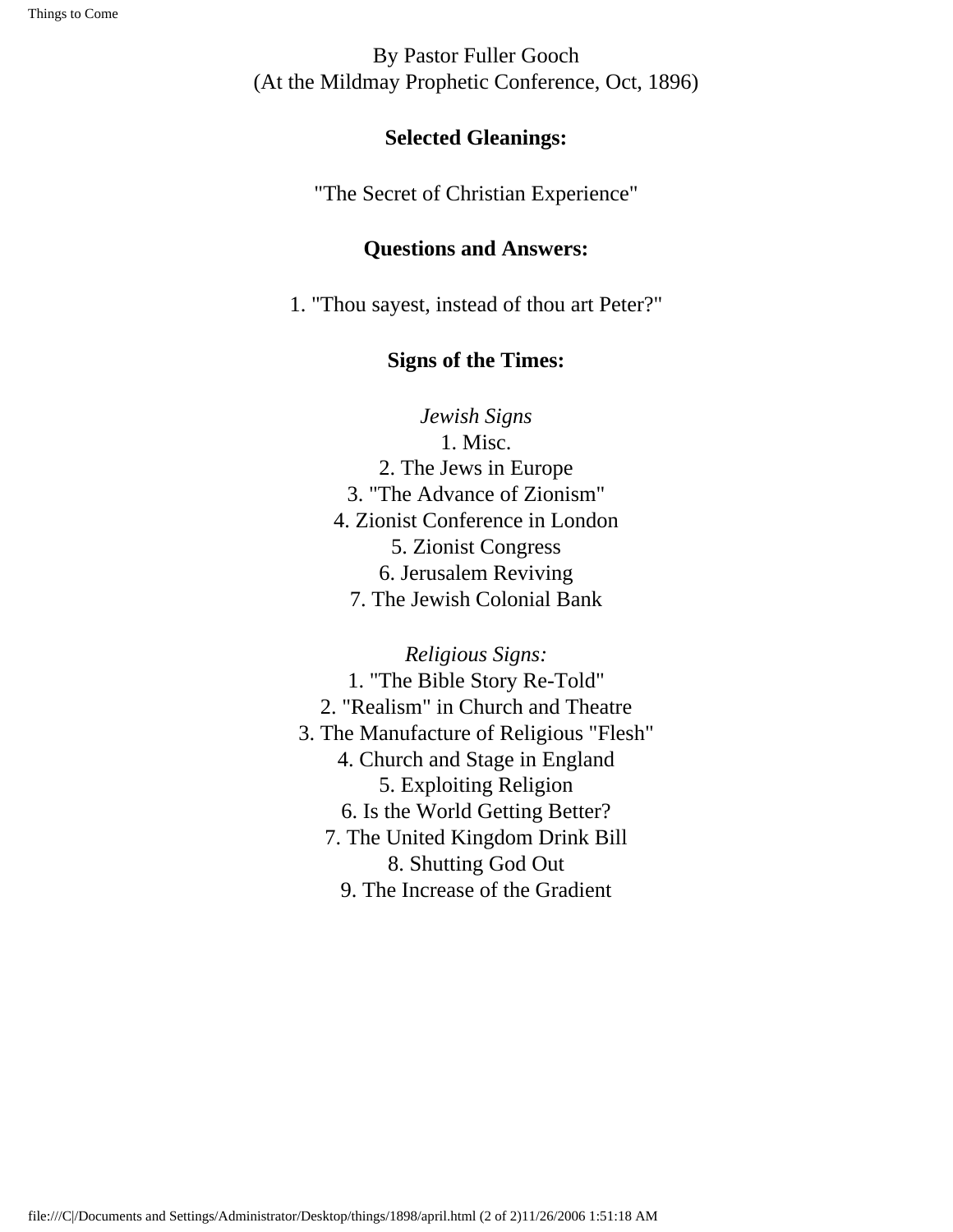By Pastor Fuller Gooch
(At the Mildmay Prophetic Conference, Oct, 1896)

**Selected Gleanings:**

"The Secret of Christian Experience"

**Questions and Answers:**

1. "Thou sayest, instead of thou art Peter?"

**Signs of the Times:**

*Jewish Signs*

1. Misc.
2. The Jews in Europe
3. "The Advance of Zionism"
4. Zionist Conference in London
5. Zionist Congress
6. Jerusalem Reviving
7. The Jewish Colonial Bank

*Religious Signs:*

1. "The Bible Story Re-Told"
2. "Realism" in Church and Theatre
3. The Manufacture of Religious "Flesh"
4. Church and Stage in England
5. Exploiting Religion
6. Is the World Getting Better?
7. The United Kingdom Drink Bill
8. Shutting God Out
9. The Increase of the Gradient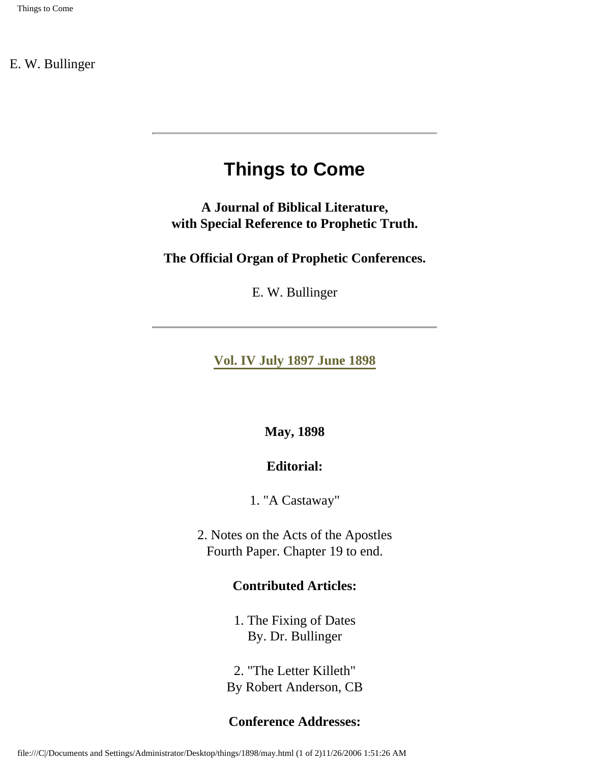E. W. Bullinger

---

# Things to Come

**A Journal of Biblical Literature,
with Special Reference to Prophetic Truth.**

**The Official Organ of Prophetic Conferences.**

E. W. Bullinger

---

**Vol. IV July 1897 June 1898**

**May, 1898**

**Editorial:**

1. "A Castaway"

2. Notes on the Acts of the Apostles
Fourth Paper. Chapter 19 to end.

**Contributed Articles:**

1. The Fixing of Dates
By. Dr. Bullinger

2. "The Letter Killeth"
By Robert Anderson, CB

**Conference Addresses:**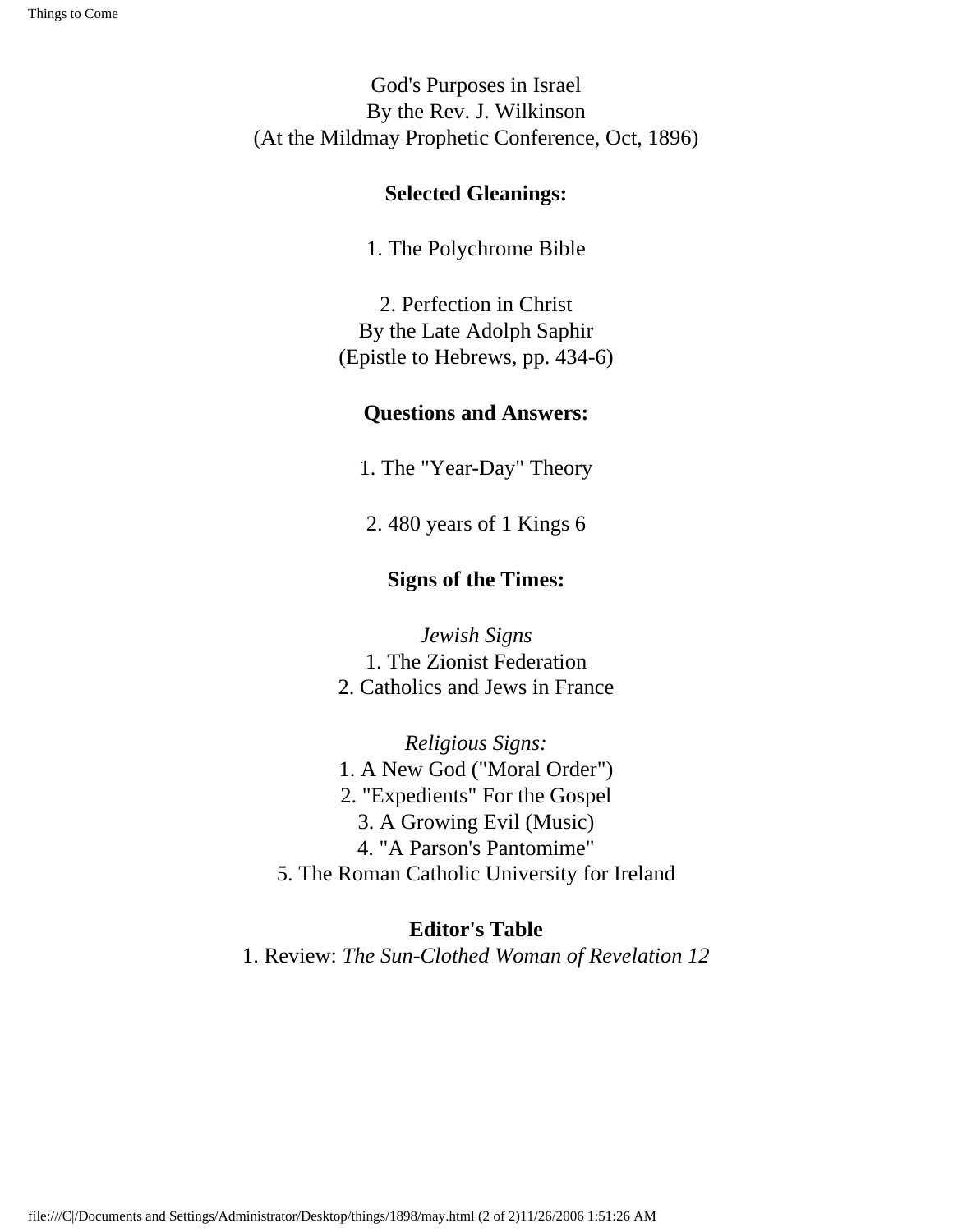God's Purposes in Israel
By the Rev. J. Wilkinson
(At the Mildmay Prophetic Conference, Oct, 1896)

**Selected Gleanings:**

1. The Polychrome Bible

2. Perfection in Christ
By the Late Adolph Saphir
(Epistle to Hebrews, pp. 434-6)

**Questions and Answers:**

1. The "Year-Day" Theory

2. 480 years of 1 Kings 6

**Signs of the Times:**

*Jewish Signs*
1. The Zionist Federation
2. Catholics and Jews in France

*Religious Signs:*
1. A New God ("Moral Order")
2. "Expedients" For the Gospel
3. A Growing Evil (Music)
4. "A Parson's Pantomime"
5. The Roman Catholic University for Ireland

**Editor's Table**
1. Review: *The Sun-Clothed Woman of Revelation 12*